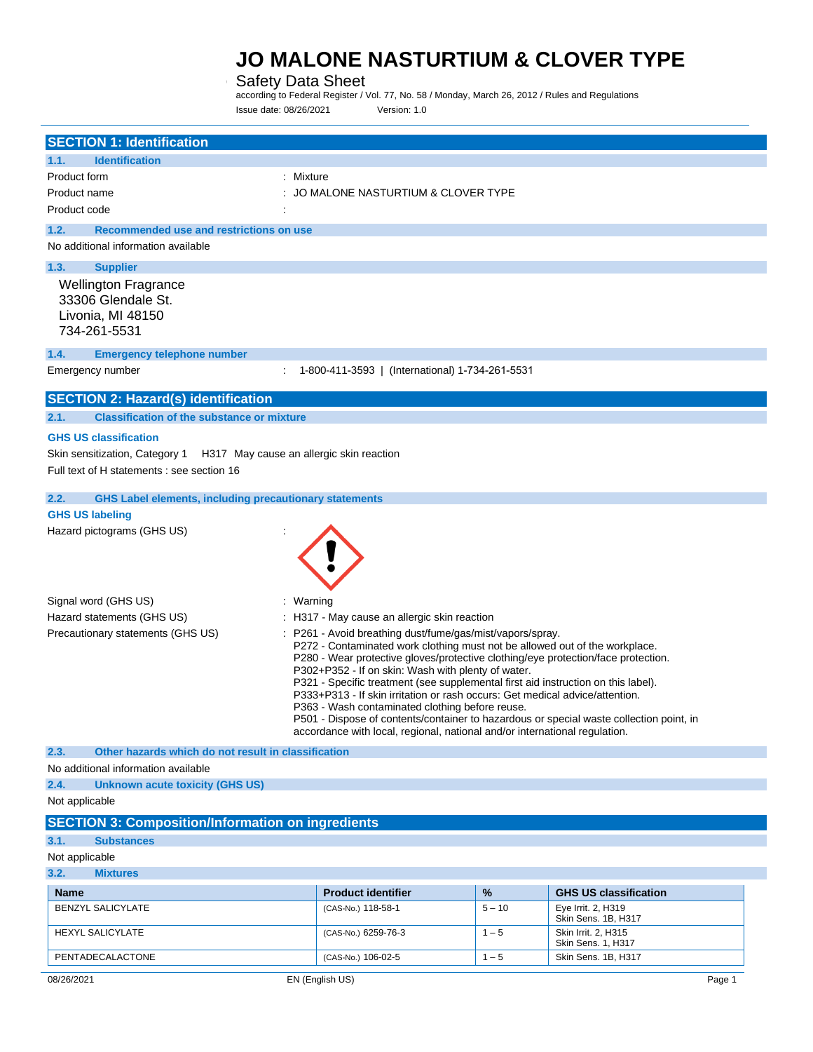# JO MALONE NASTURTIUM & CLOVER TYPE

Safety Data Sheet

according to Federal Register / Vol. 77, No. 58 / Monday, March 26, 2012 / Rules and Regulations

Issue date: 08/26/2021 Version: 1.0

## SECTION 1: Identification

### 1.1. Identification

Product form : Mixture

Product name : JO MALONE NASTURTIUM & CLOVER TYPE

Product code :

### 1.2. Recommended use and restrictions on use

No additional information available

### 1.3. Supplier

Wellington Fragrance
33306 Glendale St.
Livonia, MI 48150
734-261-5531

### 1.4. Emergency telephone number

Emergency number : 1-800-411-3593 | (International) 1-734-261-5531

## SECTION 2: Hazard(s) identification

### 2.1. Classification of the substance or mixture

**GHS US classification**

Skin sensitization, Category 1 H317 May cause an allergic skin reaction

Full text of H statements : see section 16

### 2.2. GHS Label elements, including precautionary statements

**GHS US labeling**

Hazard pictograms (GHS US) :

Signal word (GHS US) : Warning

Hazard statements (GHS US) : H317 - May cause an allergic skin reaction

Precautionary statements (GHS US) : P261 - Avoid breathing dust/fume/gas/mist/vapors/spray.
P272 - Contaminated work clothing must not be allowed out of the workplace.
P280 - Wear protective gloves/protective clothing/eye protection/face protection.
P302+P352 - If on skin: Wash with plenty of water.
P321 - Specific treatment (see supplemental first aid instruction on this label).
P333+P313 - If skin irritation or rash occurs: Get medical advice/attention.
P363 - Wash contaminated clothing before reuse.
P501 - Dispose of contents/container to hazardous or special waste collection point, in accordance with local, regional, national and/or international regulation.

### 2.3. Other hazards which do not result in classification

No additional information available

### 2.4. Unknown acute toxicity (GHS US)

Not applicable

## SECTION 3: Composition/Information on ingredients

### 3.1. Substances

Not applicable

### 3.2. Mixtures

| Name | Product identifier | % | GHS US classification |
|---|---|---|---|
| BENZYL SALICYLATE | (CAS-No.) 118-58-1 | 5 – 10 | Eye Irrit. 2, H319<br>Skin Sens. 1B, H317 |
| HEXYL SALICYLATE | (CAS-No.) 6259-76-3 | 1 – 5 | Skin Irrit. 2, H315<br>Skin Sens. 1, H317 |
| PENTADECALACTONE | (CAS-No.) 106-02-5 | 1 – 5 | Skin Sens. 1B, H317 |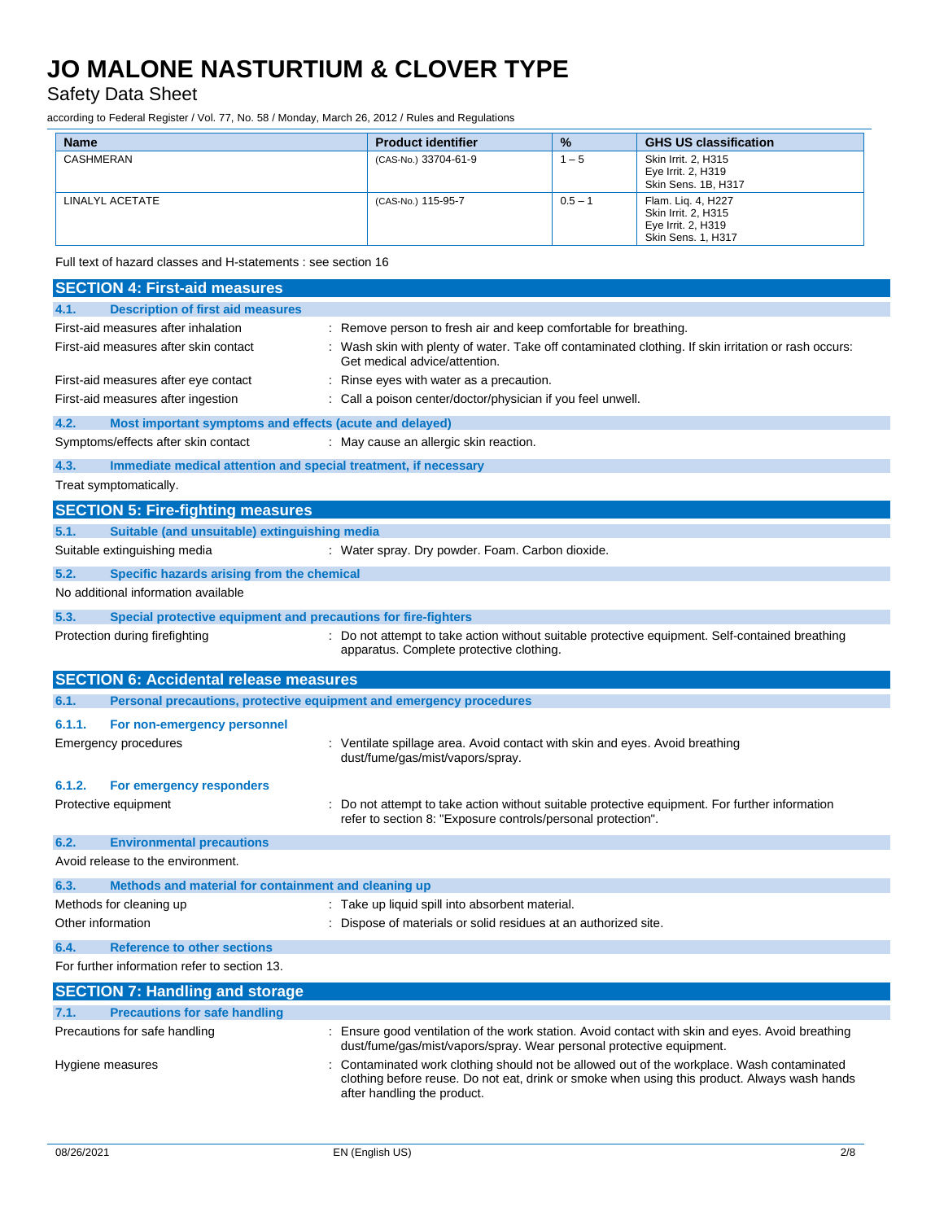| Name | Product identifier | % | GHS US classification |
|---|---|---|---|
| CASHMERAN | (CAS-No.) 33704-61-9 | 1 – 5 | Skin Irrit. 2, H315<br>Eye Irrit. 2, H319<br>Skin Sens. 1B, H317 |
| LINALYL ACETATE | (CAS-No.) 115-95-7 | 0.5 – 1 | Flam. Liq. 4, H227<br>Skin Irrit. 2, H315<br>Eye Irrit. 2, H319<br>Skin Sens. 1, H317 |

Full text of hazard classes and H-statements : see section 16

## SECTION 4: First-aid measures

### 4.1. Description of first aid measures

First-aid measures after inhalation : Remove person to fresh air and keep comfortable for breathing.

First-aid measures after skin contact : Wash skin with plenty of water. Take off contaminated clothing. If skin irritation or rash occurs: Get medical advice/attention.

First-aid measures after eye contact : Rinse eyes with water as a precaution.

First-aid measures after ingestion : Call a poison center/doctor/physician if you feel unwell.

### 4.2. Most important symptoms and effects (acute and delayed)

Symptoms/effects after skin contact : May cause an allergic skin reaction.

### 4.3. Immediate medical attention and special treatment, if necessary

Treat symptomatically.

## SECTION 5: Fire-fighting measures

### 5.1. Suitable (and unsuitable) extinguishing media

Suitable extinguishing media : Water spray. Dry powder. Foam. Carbon dioxide.

### 5.2. Specific hazards arising from the chemical

No additional information available

### 5.3. Special protective equipment and precautions for fire-fighters

Protection during firefighting : Do not attempt to take action without suitable protective equipment. Self-contained breathing apparatus. Complete protective clothing.

## SECTION 6: Accidental release measures

### 6.1. Personal precautions, protective equipment and emergency procedures

#### 6.1.1. For non-emergency personnel

Emergency procedures : Ventilate spillage area. Avoid contact with skin and eyes. Avoid breathing dust/fume/gas/mist/vapors/spray.

#### 6.1.2. For emergency responders

Protective equipment : Do not attempt to take action without suitable protective equipment. For further information refer to section 8: "Exposure controls/personal protection".

### 6.2. Environmental precautions

Avoid release to the environment.

### 6.3. Methods and material for containment and cleaning up

Methods for cleaning up : Take up liquid spill into absorbent material.

Other information : Dispose of materials or solid residues at an authorized site.

### 6.4. Reference to other sections

For further information refer to section 13.

## SECTION 7: Handling and storage

### 7.1. Precautions for safe handling

Precautions for safe handling : Ensure good ventilation of the work station. Avoid contact with skin and eyes. Avoid breathing dust/fume/gas/mist/vapors/spray. Wear personal protective equipment.

Hygiene measures : Contaminated work clothing should not be allowed out of the workplace. Wash contaminated clothing before reuse. Do not eat, drink or smoke when using this product. Always wash hands after handling the product.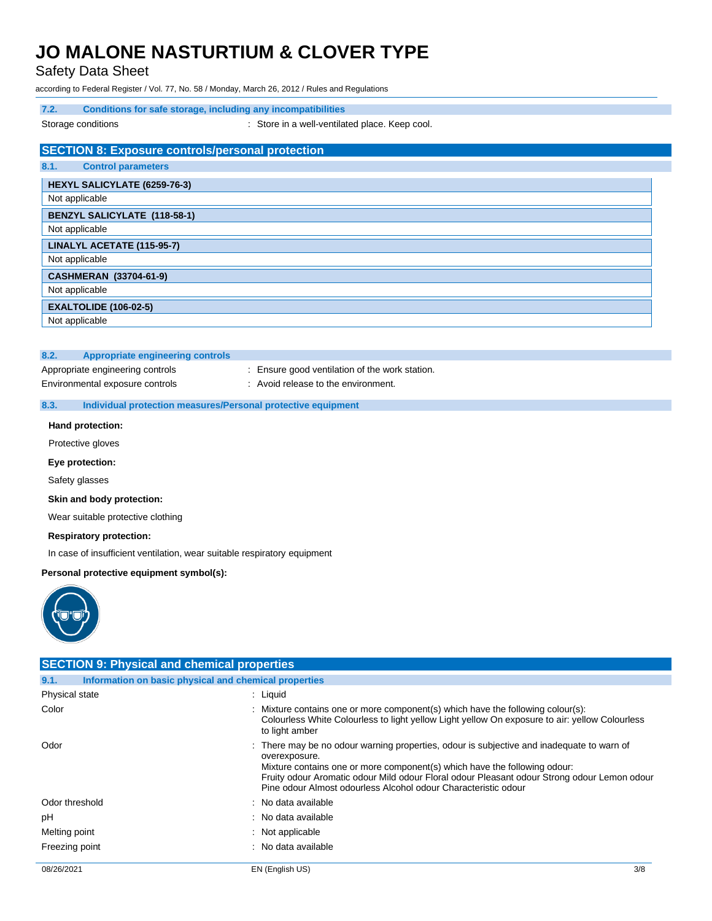#### 7.2. Conditions for safe storage, including any incompatibilities

Storage conditions : Store in a well-ventilated place. Keep cool.

## SECTION 8: Exposure controls/personal protection

### 8.1. Control parameters

| HEXYL SALICYLATE (6259-76-3) |
|---|
| Not applicable |

| BENZYL SALICYLATE (118-58-1) |
|---|
| Not applicable |

| LINALYL ACETATE (115-95-7) |
|---|
| Not applicable |

| CASHMERAN (33704-61-9) |
|---|
| Not applicable |

| EXALTOLIDE (106-02-5) |
|---|
| Not applicable |

### 8.2. Appropriate engineering controls

Appropriate engineering controls : Ensure good ventilation of the work station.

Environmental exposure controls : Avoid release to the environment.

### 8.3. Individual protection measures/Personal protective equipment

**Hand protection:**

Protective gloves

**Eye protection:**

Safety glasses

**Skin and body protection:**

Wear suitable protective clothing

**Respiratory protection:**

In case of insufficient ventilation, wear suitable respiratory equipment

**Personal protective equipment symbol(s):**

## SECTION 9: Physical and chemical properties

### 9.1. Information on basic physical and chemical properties

| | |
|---|---|
| Physical state | : Liquid |
| Color | : Mixture contains one or more component(s) which have the following colour(s): Colourless White Colourless to light yellow Light yellow On exposure to air: yellow Colourless to light amber |
| Odor | : There may be no odour warning properties, odour is subjective and inadequate to warn of overexposure. Mixture contains one or more component(s) which have the following odour: Fruity odour Aromatic odour Mild odour Floral odour Pleasant odour Strong odour Lemon odour Pine odour Almost odourless Alcohol odour Characteristic odour |
| Odor threshold | : No data available |
| pH | : No data available |
| Melting point | : Not applicable |
| Freezing point | : No data available |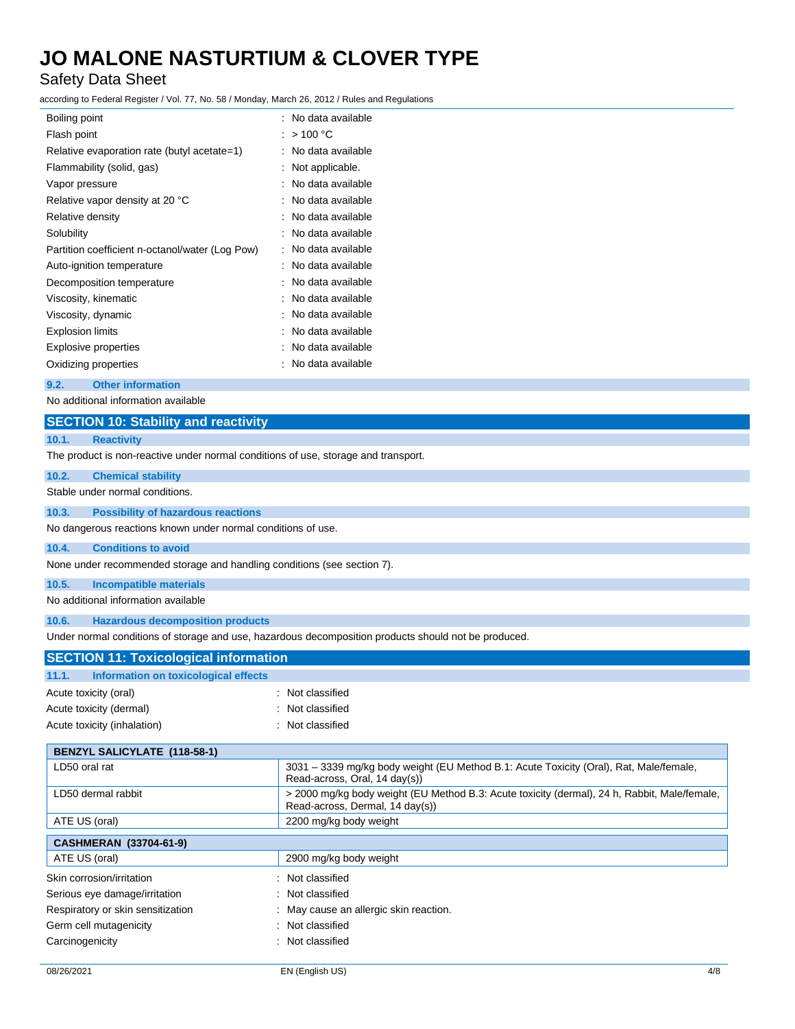| | |
|---|---|
| Boiling point | : No data available |
| Flash point | : > 100 °C |
| Relative evaporation rate (butyl acetate=1) | : No data available |
| Flammability (solid, gas) | : Not applicable. |
| Vapor pressure | : No data available |
| Relative vapor density at 20 °C | : No data available |
| Relative density | : No data available |
| Solubility | : No data available |
| Partition coefficient n-octanol/water (Log Pow) | : No data available |
| Auto-ignition temperature | : No data available |
| Decomposition temperature | : No data available |
| Viscosity, kinematic | : No data available |
| Viscosity, dynamic | : No data available |
| Explosion limits | : No data available |
| Explosive properties | : No data available |
| Oxidizing properties | : No data available |

### 9.2. Other information

No additional information available

## SECTION 10: Stability and reactivity

### 10.1. Reactivity

The product is non-reactive under normal conditions of use, storage and transport.

### 10.2. Chemical stability

Stable under normal conditions.

### 10.3. Possibility of hazardous reactions

No dangerous reactions known under normal conditions of use.

### 10.4. Conditions to avoid

None under recommended storage and handling conditions (see section 7).

### 10.5. Incompatible materials

No additional information available

### 10.6. Hazardous decomposition products

Under normal conditions of storage and use, hazardous decomposition products should not be produced.

## SECTION 11: Toxicological information

### 11.1. Information on toxicological effects

| | |
|---|---|
| Acute toxicity (oral) | : Not classified |
| Acute toxicity (dermal) | : Not classified |
| Acute toxicity (inhalation) | : Not classified |

| BENZYL SALICYLATE (118-58-1) | |
|---|---|
| LD50 oral rat | 3031 – 3339 mg/kg body weight (EU Method B.1: Acute Toxicity (Oral), Rat, Male/female, Read-across, Oral, 14 day(s)) |
| LD50 dermal rabbit | > 2000 mg/kg body weight (EU Method B.3: Acute toxicity (dermal), 24 h, Rabbit, Male/female, Read-across, Dermal, 14 day(s)) |
| ATE US (oral) | 2200 mg/kg body weight |

| CASHMERAN (33704-61-9) | |
|---|---|
| ATE US (oral) | 2900 mg/kg body weight |

| | |
|---|---|
| Skin corrosion/irritation | : Not classified |
| Serious eye damage/irritation | : Not classified |
| Respiratory or skin sensitization | : May cause an allergic skin reaction. |
| Germ cell mutagenicity | : Not classified |
| Carcinogenicity | : Not classified |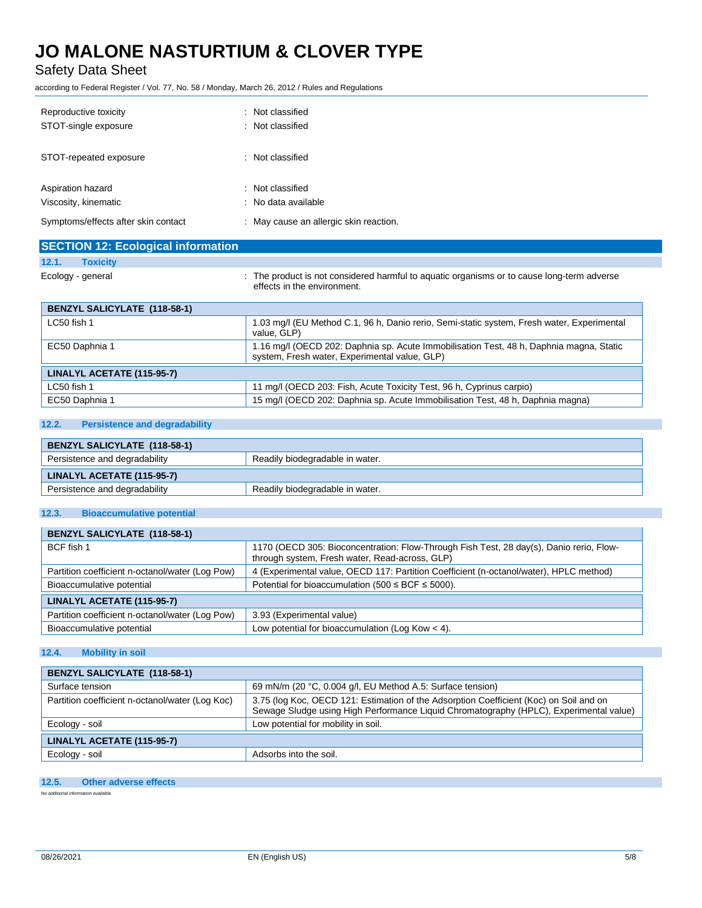| | |
|---|---|
| Reproductive toxicity | : Not classified |
| STOT-single exposure | : Not classified |
| STOT-repeated exposure | : Not classified |
| Aspiration hazard | : Not classified |
| Viscosity, kinematic | : No data available |
| Symptoms/effects after skin contact | : May cause an allergic skin reaction. |

## SECTION 12: Ecological information

### 12.1. Toxicity

Ecology - general : The product is not considered harmful to aquatic organisms or to cause long-term adverse effects in the environment.

| BENZYL SALICYLATE (118-58-1) | |
|---|---|
| LC50 fish 1 | 1.03 mg/l (EU Method C.1, 96 h, Danio rerio, Semi-static system, Fresh water, Experimental value, GLP) |
| EC50 Daphnia 1 | 1.16 mg/l (OECD 202: Daphnia sp. Acute Immobilisation Test, 48 h, Daphnia magna, Static system, Fresh water, Experimental value, GLP) |
| **LINALYL ACETATE (115-95-7)** | |
| LC50 fish 1 | 11 mg/l (OECD 203: Fish, Acute Toxicity Test, 96 h, Cyprinus carpio) |
| EC50 Daphnia 1 | 15 mg/l (OECD 202: Daphnia sp. Acute Immobilisation Test, 48 h, Daphnia magna) |

### 12.2. Persistence and degradability

| BENZYL SALICYLATE (118-58-1) | |
|---|---|
| Persistence and degradability | Readily biodegradable in water. |
| **LINALYL ACETATE (115-95-7)** | |
| Persistence and degradability | Readily biodegradable in water. |

### 12.3. Bioaccumulative potential

| BENZYL SALICYLATE (118-58-1) | |
|---|---|
| BCF fish 1 | 1170 (OECD 305: Bioconcentration: Flow-Through Fish Test, 28 day(s), Danio rerio, Flow-through system, Fresh water, Read-across, GLP) |
| Partition coefficient n-octanol/water (Log Pow) | 4 (Experimental value, OECD 117: Partition Coefficient (n-octanol/water), HPLC method) |
| Bioaccumulative potential | Potential for bioaccumulation (500 ≤ BCF ≤ 5000). |
| **LINALYL ACETATE (115-95-7)** | |
| Partition coefficient n-octanol/water (Log Pow) | 3.93 (Experimental value) |
| Bioaccumulative potential | Low potential for bioaccumulation (Log Kow < 4). |

### 12.4. Mobility in soil

| BENZYL SALICYLATE (118-58-1) | |
|---|---|
| Surface tension | 69 mN/m (20 °C, 0.004 g/l, EU Method A.5: Surface tension) |
| Partition coefficient n-octanol/water (Log Koc) | 3.75 (log Koc, OECD 121: Estimation of the Adsorption Coefficient (Koc) on Soil and on Sewage Sludge using High Performance Liquid Chromatography (HPLC), Experimental value) |
| Ecology - soil | Low potential for mobility in soil. |
| **LINALYL ACETATE (115-95-7)** | |
| Ecology - soil | Adsorbs into the soil. |

### 12.5. Other adverse effects

No additional information available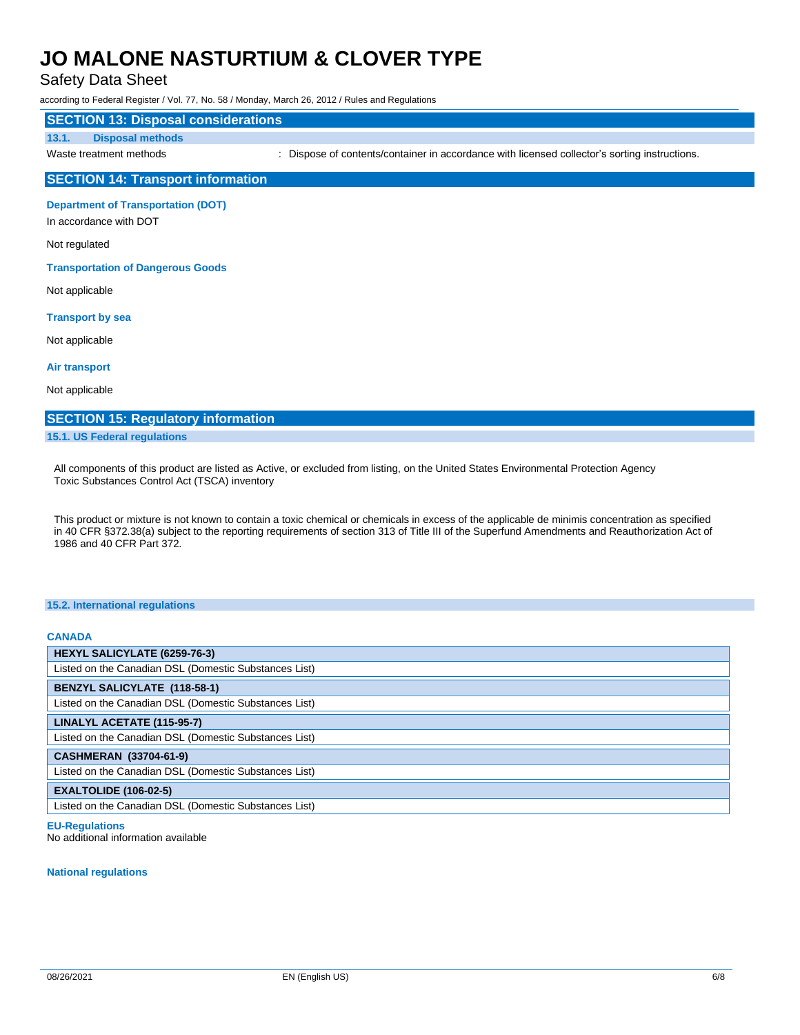## SECTION 13: Disposal considerations

### 13.1. Disposal methods

Waste treatment methods : Dispose of contents/container in accordance with licensed collector's sorting instructions.

## SECTION 14: Transport information

**Department of Transportation (DOT)**

In accordance with DOT

Not regulated

**Transportation of Dangerous Goods**

Not applicable

**Transport by sea**

Not applicable

**Air transport**

Not applicable

## SECTION 15: Regulatory information

### 15.1. US Federal regulations

All components of this product are listed as Active, or excluded from listing, on the United States Environmental Protection Agency Toxic Substances Control Act (TSCA) inventory

This product or mixture is not known to contain a toxic chemical or chemicals in excess of the applicable de minimis concentration as specified in 40 CFR §372.38(a) subject to the reporting requirements of section 313 of Title III of the Superfund Amendments and Reauthorization Act of 1986 and 40 CFR Part 372.

### 15.2. International regulations

**CANADA**

| HEXYL SALICYLATE (6259-76-3) |
|---|
| Listed on the Canadian DSL (Domestic Substances List) |

| BENZYL SALICYLATE (118-58-1) |
|---|
| Listed on the Canadian DSL (Domestic Substances List) |

| LINALYL ACETATE (115-95-7) |
|---|
| Listed on the Canadian DSL (Domestic Substances List) |

| CASHMERAN (33704-61-9) |
|---|
| Listed on the Canadian DSL (Domestic Substances List) |

| EXALTOLIDE (106-02-5) |
|---|
| Listed on the Canadian DSL (Domestic Substances List) |

**EU-Regulations**

No additional information available

**National regulations**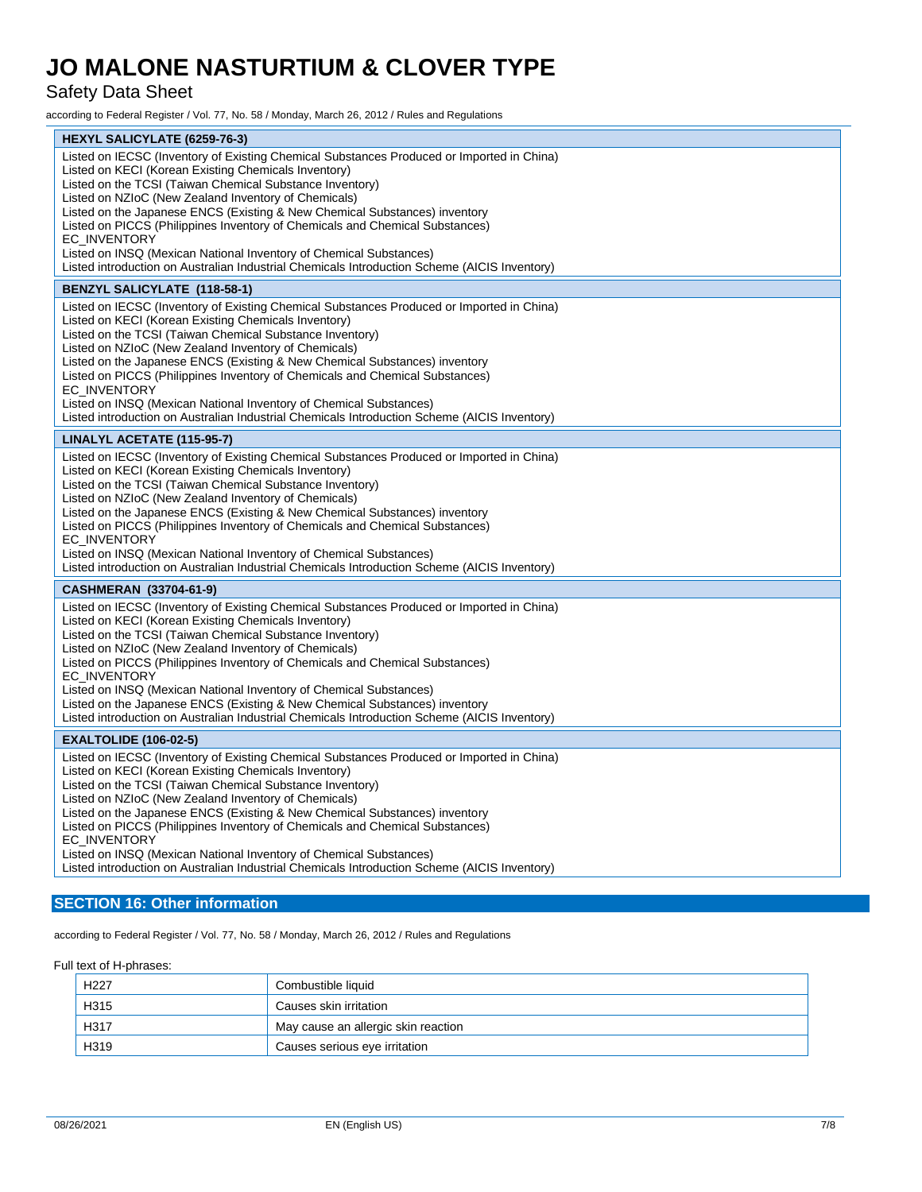| HEXYL SALICYLATE (6259-76-3) |
|---|
| Listed on IECSC (Inventory of Existing Chemical Substances Produced or Imported in China)<br>Listed on KECI (Korean Existing Chemicals Inventory)<br>Listed on the TCSI (Taiwan Chemical Substance Inventory)<br>Listed on NZIoC (New Zealand Inventory of Chemicals)<br>Listed on the Japanese ENCS (Existing & New Chemical Substances) inventory<br>Listed on PICCS (Philippines Inventory of Chemicals and Chemical Substances)<br>EC_INVENTORY<br>Listed on INSQ (Mexican National Inventory of Chemical Substances)<br>Listed introduction on Australian Industrial Chemicals Introduction Scheme (AICIS Inventory) |

| BENZYL SALICYLATE (118-58-1) |
|---|
| Listed on IECSC (Inventory of Existing Chemical Substances Produced or Imported in China)<br>Listed on KECI (Korean Existing Chemicals Inventory)<br>Listed on the TCSI (Taiwan Chemical Substance Inventory)<br>Listed on NZIoC (New Zealand Inventory of Chemicals)<br>Listed on the Japanese ENCS (Existing & New Chemical Substances) inventory<br>Listed on PICCS (Philippines Inventory of Chemicals and Chemical Substances)<br>EC_INVENTORY<br>Listed on INSQ (Mexican National Inventory of Chemical Substances)<br>Listed introduction on Australian Industrial Chemicals Introduction Scheme (AICIS Inventory) |

| LINALYL ACETATE (115-95-7) |
|---|
| Listed on IECSC (Inventory of Existing Chemical Substances Produced or Imported in China)<br>Listed on KECI (Korean Existing Chemicals Inventory)<br>Listed on the TCSI (Taiwan Chemical Substance Inventory)<br>Listed on NZIoC (New Zealand Inventory of Chemicals)<br>Listed on the Japanese ENCS (Existing & New Chemical Substances) inventory<br>Listed on PICCS (Philippines Inventory of Chemicals and Chemical Substances)<br>EC_INVENTORY<br>Listed on INSQ (Mexican National Inventory of Chemical Substances)<br>Listed introduction on Australian Industrial Chemicals Introduction Scheme (AICIS Inventory) |

| CASHMERAN (33704-61-9) |
|---|
| Listed on IECSC (Inventory of Existing Chemical Substances Produced or Imported in China)<br>Listed on KECI (Korean Existing Chemicals Inventory)<br>Listed on the TCSI (Taiwan Chemical Substance Inventory)<br>Listed on NZIoC (New Zealand Inventory of Chemicals)<br>Listed on PICCS (Philippines Inventory of Chemicals and Chemical Substances)<br>EC_INVENTORY<br>Listed on INSQ (Mexican National Inventory of Chemical Substances)<br>Listed on the Japanese ENCS (Existing & New Chemical Substances) inventory<br>Listed introduction on Australian Industrial Chemicals Introduction Scheme (AICIS Inventory) |

| EXALTOLIDE (106-02-5) |
|---|
| Listed on IECSC (Inventory of Existing Chemical Substances Produced or Imported in China)<br>Listed on KECI (Korean Existing Chemicals Inventory)<br>Listed on the TCSI (Taiwan Chemical Substance Inventory)<br>Listed on NZIoC (New Zealand Inventory of Chemicals)<br>Listed on the Japanese ENCS (Existing & New Chemical Substances) inventory<br>Listed on PICCS (Philippines Inventory of Chemicals and Chemical Substances)<br>EC_INVENTORY<br>Listed on INSQ (Mexican National Inventory of Chemical Substances)<br>Listed introduction on Australian Industrial Chemicals Introduction Scheme (AICIS Inventory) |

## SECTION 16: Other information

according to Federal Register / Vol. 77, No. 58 / Monday, March 26, 2012 / Rules and Regulations

Full text of H-phrases:

| | |
|---|---|
| H227 | Combustible liquid |
| H315 | Causes skin irritation |
| H317 | May cause an allergic skin reaction |
| H319 | Causes serious eye irritation |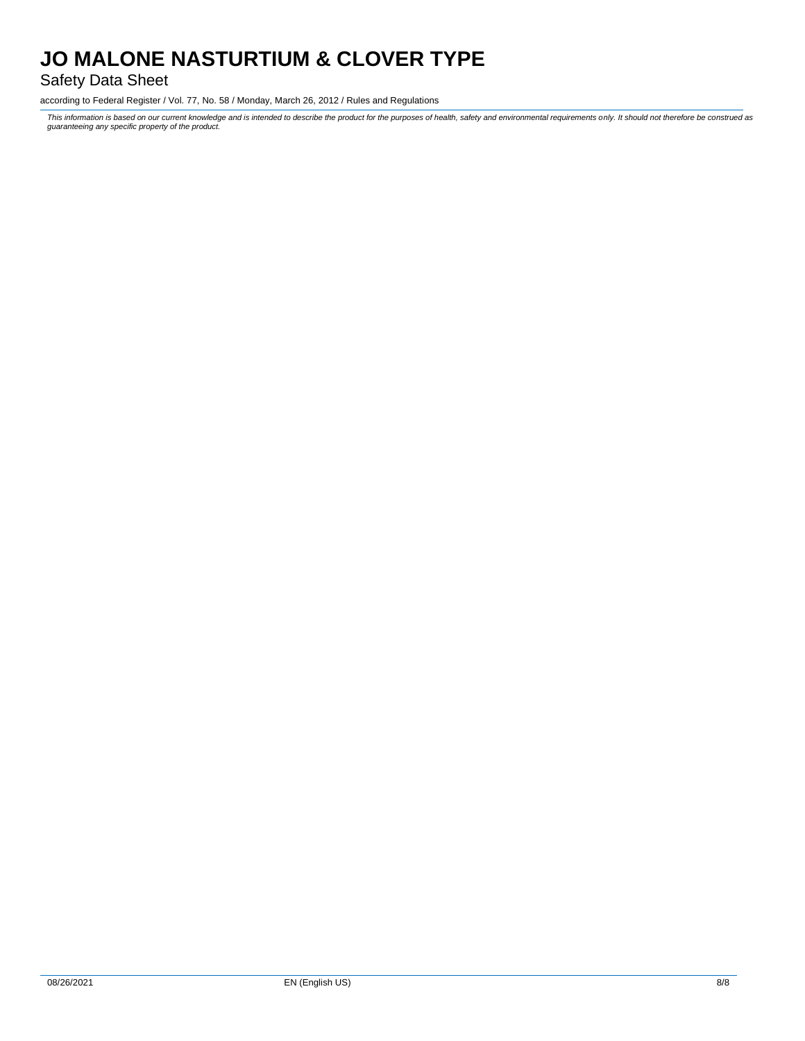*This information is based on our current knowledge and is intended to describe the product for the purposes of health, safety and environmental requirements only. It should not therefore be construed as guaranteeing any specific property of the product.*